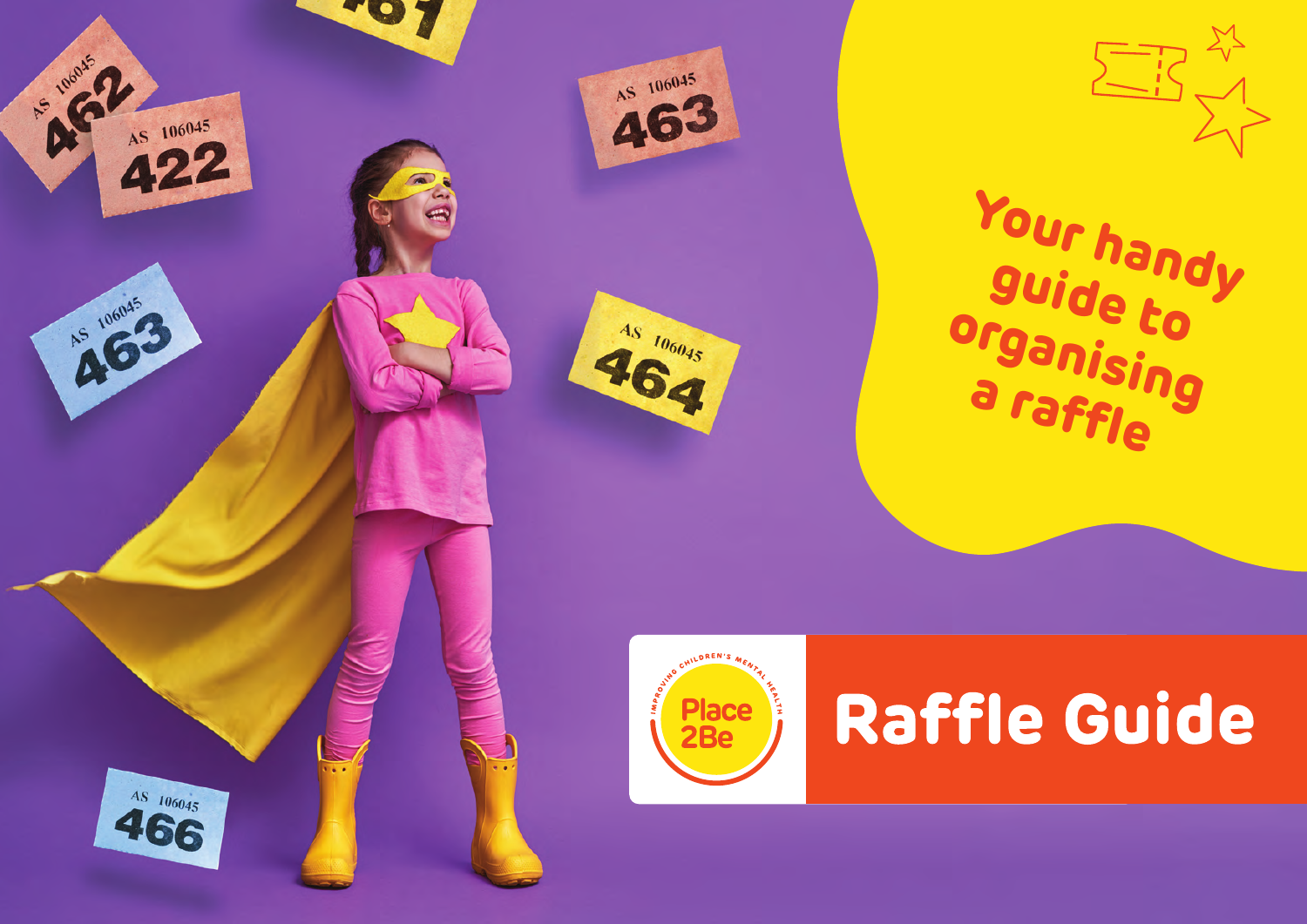# Raffle Guide

## Your handy guide to organising a raffle

Place2Be — Improving Children's Mental Health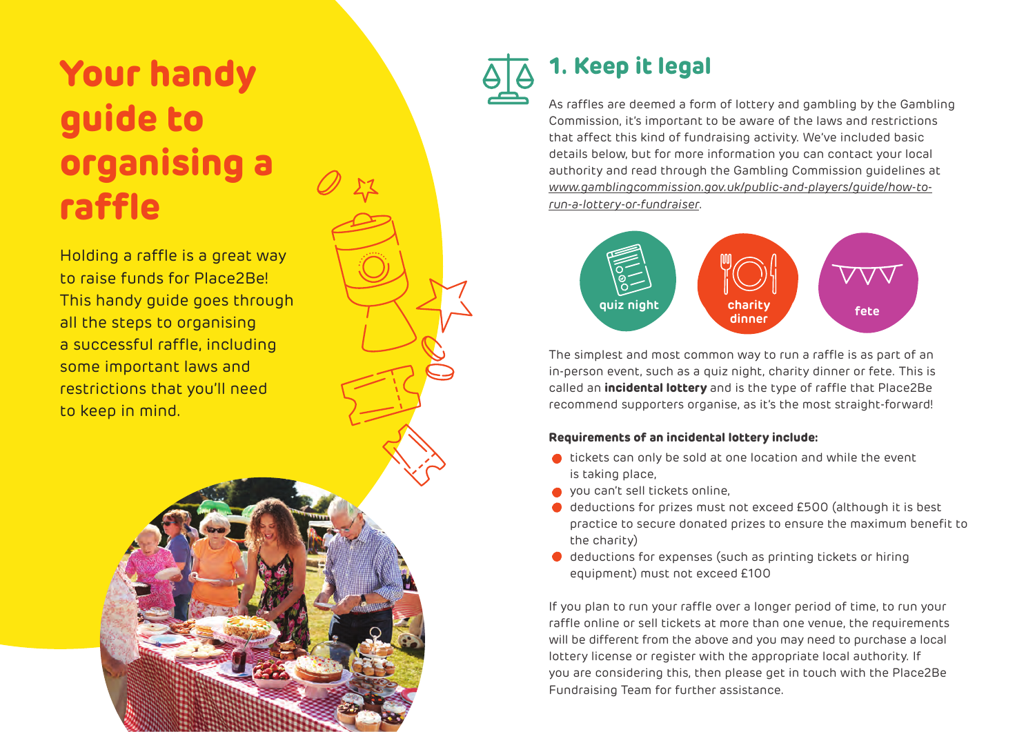# Your handy guide to organising a raffle

Holding a raffle is a great way to raise funds for Place2Be! This handy guide goes through all the steps to organising a successful raffle, including some important laws and restrictions that you'll need to keep in mind.

## 1. Keep it legal

As raffles are deemed a form of lottery and gambling by the Gambling Commission, it's important to be aware of the laws and restrictions that affect this kind of fundraising activity. We've included basic details below, but for more information you can contact your local authority and read through the Gambling Commission guidelines at *www.gamblingcommission.gov.uk/public-and-players/guide/how-to-run-a-lottery-or-fundraiser*.

quiz night

charity dinner

fete

The simplest and most common way to run a raffle is as part of an in-person event, such as a quiz night, charity dinner or fete. This is called an **incidental lottery** and is the type of raffle that Place2Be recommend supporters organise, as it's the most straight-forward!

**Requirements of an incidental lottery include:**

- tickets can only be sold at one location and while the event is taking place,
- you can't sell tickets online,
- deductions for prizes must not exceed £500 (although it is best practice to secure donated prizes to ensure the maximum benefit to the charity)
- deductions for expenses (such as printing tickets or hiring equipment) must not exceed £100

If you plan to run your raffle over a longer period of time, to run your raffle online or sell tickets at more than one venue, the requirements will be different from the above and you may need to purchase a local lottery license or register with the appropriate local authority. If you are considering this, then please get in touch with the Place2Be Fundraising Team for further assistance.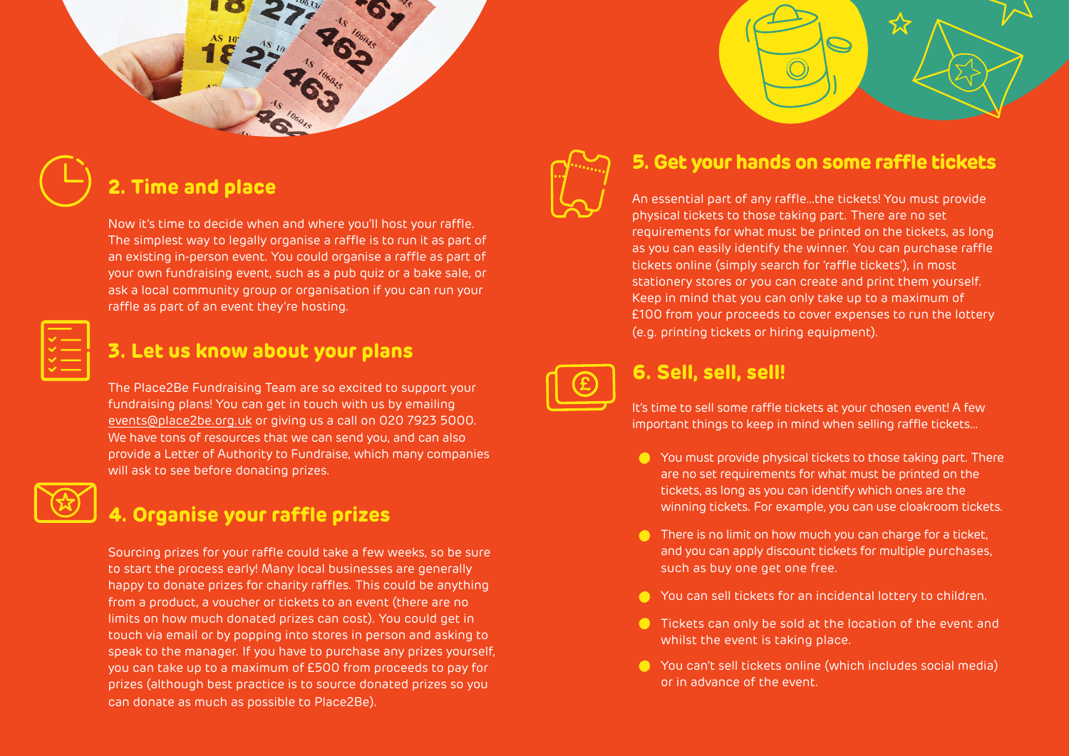## 2. Time and place

Now it's time to decide when and where you'll host your raffle. The simplest way to legally organise a raffle is to run it as part of an existing in-person event. You could organise a raffle as part of your own fundraising event, such as a pub quiz or a bake sale, or ask a local community group or organisation if you can run your raffle as part of an event they're hosting.

## 3. Let us know about your plans

The Place2Be Fundraising Team are so excited to support your fundraising plans! You can get in touch with us by emailing events@place2be.org.uk or giving us a call on 020 7923 5000. We have tons of resources that we can send you, and can also provide a Letter of Authority to Fundraise, which many companies will ask to see before donating prizes.

## 4. Organise your raffle prizes

Sourcing prizes for your raffle could take a few weeks, so be sure to start the process early! Many local businesses are generally happy to donate prizes for charity raffles. This could be anything from a product, a voucher or tickets to an event (there are no limits on how much donated prizes can cost). You could get in touch via email or by popping into stores in person and asking to speak to the manager. If you have to purchase any prizes yourself, you can take up to a maximum of £500 from proceeds to pay for prizes (although best practice is to source donated prizes so you can donate as much as possible to Place2Be).

## 5. Get your hands on some raffle tickets

An essential part of any raffle...the tickets! You must provide physical tickets to those taking part. There are no set requirements for what must be printed on the tickets, as long as you can easily identify the winner. You can purchase raffle tickets online (simply search for 'raffle tickets'), in most stationery stores or you can create and print them yourself. Keep in mind that you can only take up to a maximum of £100 from your proceeds to cover expenses to run the lottery (e.g. printing tickets or hiring equipment).

## 6. Sell, sell, sell!

It's time to sell some raffle tickets at your chosen event! A few important things to keep in mind when selling raffle tickets...

- You must provide physical tickets to those taking part. There are no set requirements for what must be printed on the tickets, as long as you can identify which ones are the winning tickets. For example, you can use cloakroom tickets.
- There is no limit on how much you can charge for a ticket, and you can apply discount tickets for multiple purchases, such as buy one get one free.
- You can sell tickets for an incidental lottery to children.
- Tickets can only be sold at the location of the event and whilst the event is taking place.
- You can't sell tickets online (which includes social media) or in advance of the event.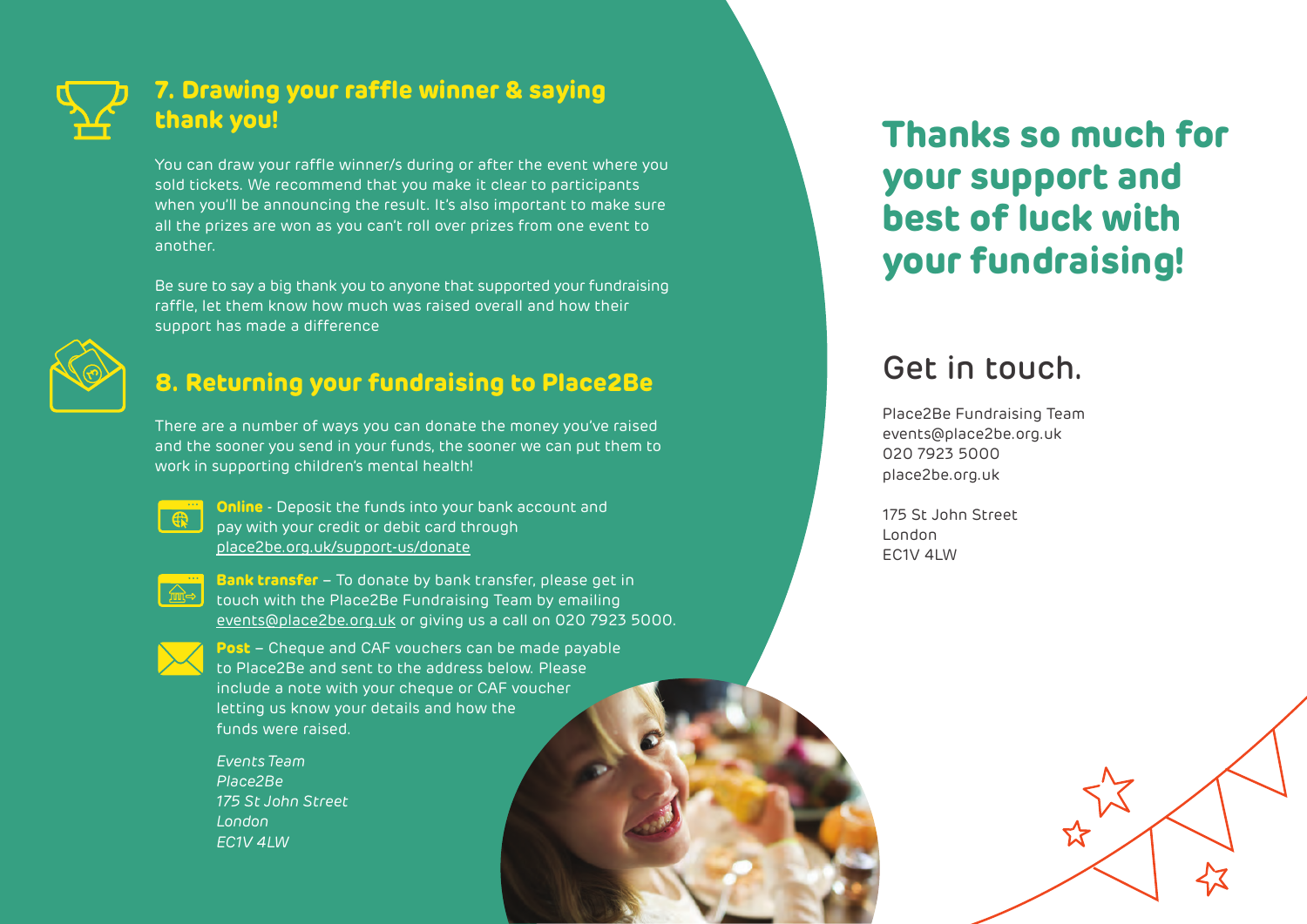## 7. Drawing your raffle winner & saying thank you!

You can draw your raffle winner/s during or after the event where you sold tickets. We recommend that you make it clear to participants when you'll be announcing the result. It's also important to make sure all the prizes are won as you can't roll over prizes from one event to another.

Be sure to say a big thank you to anyone that supported your fundraising raffle, let them know how much was raised overall and how their support has made a difference

## 8. Returning your fundraising to Place2Be

There are a number of ways you can donate the money you've raised and the sooner you send in your funds, the sooner we can put them to work in supporting children's mental health!

**Online** - Deposit the funds into your bank account and pay with your credit or debit card through place2be.org.uk/support-us/donate

**Bank transfer** – To donate by bank transfer, please get in touch with the Place2Be Fundraising Team by emailing events@place2be.org.uk or giving us a call on 020 7923 5000.

**Post** – Cheque and CAF vouchers can be made payable to Place2Be and sent to the address below. Please include a note with your cheque or CAF voucher letting us know your details and how the funds were raised.

*Events Team*
*Place2Be*
*175 St John Street*
*London*
*EC1V 4LW*

# Thanks so much for your support and best of luck with your fundraising!

## Get in touch.

Place2Be Fundraising Team
events@place2be.org.uk
020 7923 5000
place2be.org.uk

175 St John Street
London
EC1V 4LW